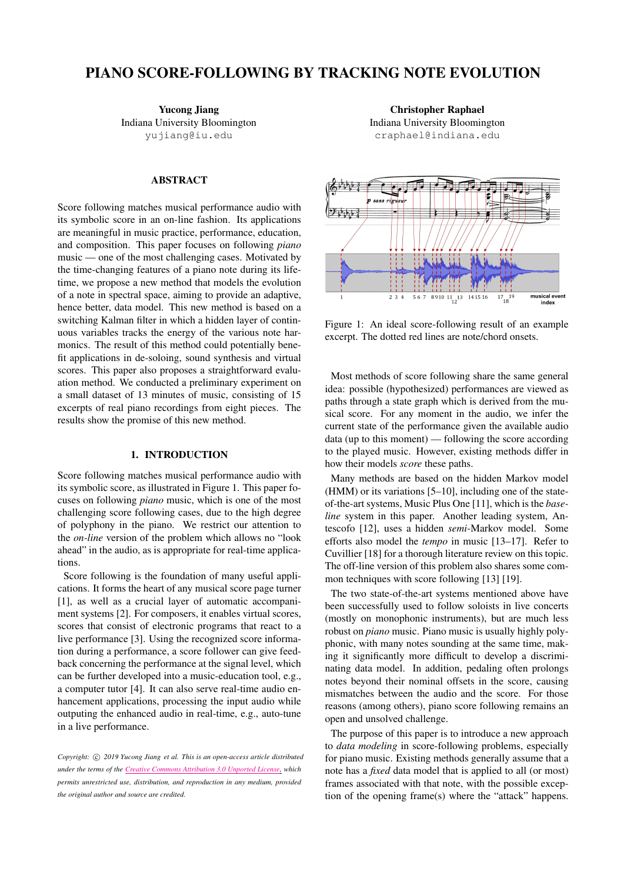# PIANO SCORE-FOLLOWING BY TRACKING NOTE EVOLUTION

**Yucong Jiang**
Indiana University Bloomington
yujiang@iu.edu

**Christopher Raphael**
Indiana University Bloomington
craphael@indiana.edu

## ABSTRACT

Score following matches musical performance audio with its symbolic score in an on-line fashion. Its applications are meaningful in music practice, performance, education, and composition. This paper focuses on following *piano* music — one of the most challenging cases. Motivated by the time-changing features of a piano note during its lifetime, we propose a new method that models the evolution of a note in spectral space, aiming to provide an adaptive, hence better, data model. This new method is based on a switching Kalman filter in which a hidden layer of continuous variables tracks the energy of the various note harmonics. The result of this method could potentially benefit applications in de-soloing, sound synthesis and virtual scores. This paper also proposes a straightforward evaluation method. We conducted a preliminary experiment on a small dataset of 13 minutes of music, consisting of 15 excerpts of real piano recordings from eight pieces. The results show the promise of this new method.

## 1. INTRODUCTION

Score following matches musical performance audio with its symbolic score, as illustrated in Figure 1. This paper focuses on following *piano* music, which is one of the most challenging score following cases, due to the high degree of polyphony in the piano. We restrict our attention to the *on-line* version of the problem which allows no "look ahead" in the audio, as is appropriate for real-time applications.

Score following is the foundation of many useful applications. It forms the heart of any musical score page turner [1], as well as a crucial layer of automatic accompaniment systems [2]. For composers, it enables virtual scores, scores that consist of electronic programs that react to a live performance [3]. Using the recognized score information during a performance, a score follower can give feedback concerning the performance at the signal level, which can be further developed into a music-education tool, e.g., a computer tutor [4]. It can also serve real-time audio enhancement applications, processing the input audio while outputting the enhanced audio in real-time, e.g., auto-tune in a live performance.

*Copyright: © 2019 Yucong Jiang et al. This is an open-access article distributed under the terms of the Creative Commons Attribution 3.0 Unported License, which permits unrestricted use, distribution, and reproduction in any medium, provided the original author and source are credited.*

Figure 1: An ideal score-following result of an example excerpt. The dotted red lines are note/chord onsets.

Most methods of score following share the same general idea: possible (hypothesized) performances are viewed as paths through a state graph which is derived from the musical score. For any moment in the audio, we infer the current state of the performance given the available audio data (up to this moment) — following the score according to the played music. However, existing methods differ in how their models *score* these paths.

Many methods are based on the hidden Markov model (HMM) or its variations [5–10], including one of the state-of-the-art systems, Music Plus One [11], which is the *baseline* system in this paper. Another leading system, Antescofo [12], uses a hidden *semi*-Markov model. Some efforts also model the *tempo* in music [13–17]. Refer to Cuvillier [18] for a thorough literature review on this topic. The off-line version of this problem also shares some common techniques with score following [13] [19].

The two state-of-the-art systems mentioned above have been successfully used to follow soloists in live concerts (mostly on monophonic instruments), but are much less robust on *piano* music. Piano music is usually highly polyphonic, with many notes sounding at the same time, making it significantly more difficult to develop a discriminating data model. In addition, pedaling often prolongs notes beyond their nominal offsets in the score, causing mismatches between the audio and the score. For those reasons (among others), piano score following remains an open and unsolved challenge.

The purpose of this paper is to introduce a new approach to *data modeling* in score-following problems, especially for piano music. Existing methods generally assume that a note has a *fixed* data model that is applied to all (or most) frames associated with that note, with the possible exception of the opening frame(s) where the "attack" happens.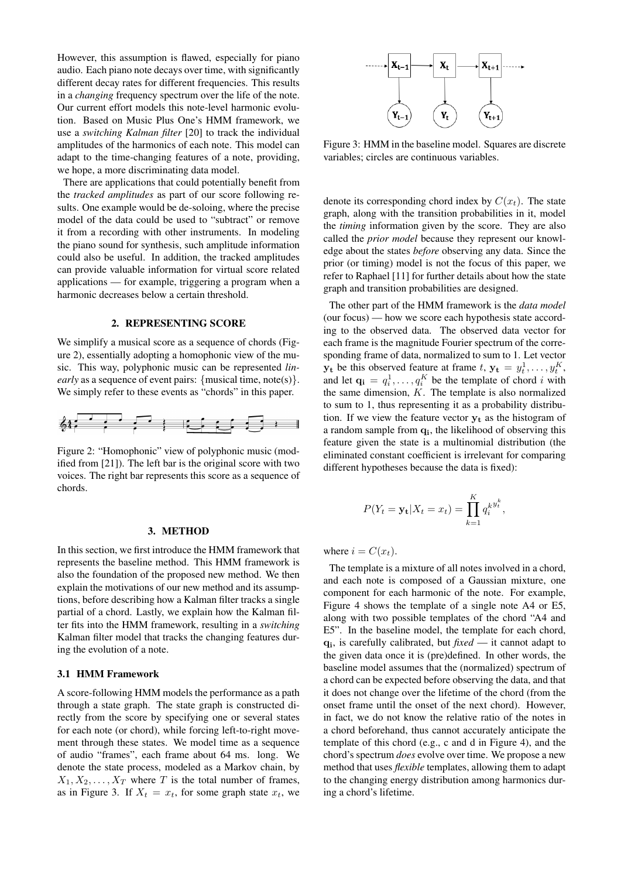However, this assumption is flawed, especially for piano audio. Each piano note decays over time, with significantly different decay rates for different frequencies. This results in a *changing* frequency spectrum over the life of the note. Our current effort models this note-level harmonic evolution. Based on Music Plus One's HMM framework, we use a *switching Kalman filter* [20] to track the individual amplitudes of the harmonics of each note. This model can adapt to the time-changing features of a note, providing, we hope, a more discriminating data model.

There are applications that could potentially benefit from the *tracked amplitudes* as part of our score following results. One example would be de-soloing, where the precise model of the data could be used to "subtract" or remove it from a recording with other instruments. In modeling the piano sound for synthesis, such amplitude information could also be useful. In addition, the tracked amplitudes can provide valuable information for virtual score related applications — for example, triggering a program when a harmonic decreases below a certain threshold.

## 2. REPRESENTING SCORE

We simplify a musical score as a sequence of chords (Figure 2), essentially adopting a homophonic view of the music. This way, polyphonic music can be represented *linearly* as a sequence of event pairs: {musical time, note(s)}. We simply refer to these events as "chords" in this paper.

Figure 2: "Homophonic" view of polyphonic music (modified from [21]). The left bar is the original score with two voices. The right bar represents this score as a sequence of chords.

## 3. METHOD

In this section, we first introduce the HMM framework that represents the baseline method. This HMM framework is also the foundation of the proposed new method. We then explain the motivations of our new method and its assumptions, before describing how a Kalman filter tracks a single partial of a chord. Lastly, we explain how the Kalman filter fits into the HMM framework, resulting in a *switching* Kalman filter model that tracks the changing features during the evolution of a note.

### 3.1 HMM Framework

A score-following HMM models the performance as a path through a state graph. The state graph is constructed directly from the score by specifying one or several states for each note (or chord), while forcing left-to-right movement through these states. We model time as a sequence of audio "frames", each frame about 64 ms. long. We denote the state process, modeled as a Markov chain, by $X_1, X_2, \ldots, X_T$ where $T$ is the total number of frames, as in Figure 3. If $X_t = x_t$, for some graph state $x_t$, we denote its corresponding chord index by $C(x_t)$. The state graph, along with the transition probabilities in it, model the *timing* information given by the score. They are also called the *prior model* because they represent our knowledge about the states *before* observing any data. Since the prior (or timing) model is not the focus of this paper, we refer to Raphael [11] for further details about how the state graph and transition probabilities are designed.

Figure 3: HMM in the baseline model. Squares are discrete variables; circles are continuous variables.

The other part of the HMM framework is the *data model* (our focus) — how we score each hypothesis state according to the observed data. The observed data vector for each frame is the magnitude Fourier spectrum of the corresponding frame of data, normalized to sum to 1. Let vector $\mathbf{y_t}$ be this observed feature at frame $t$, $\mathbf{y_t} = y_t^1, \ldots, y_t^K$, and let $\mathbf{q_i} = q_i^1, \ldots, q_i^K$ be the template of chord $i$ with the same dimension, $K$. The template is also normalized to sum to 1, thus representing it as a probability distribution. If we view the feature vector $\mathbf{y_t}$ as the histogram of a random sample from $\mathbf{q_i}$, the likelihood of observing this feature given the state is a multinomial distribution (the eliminated constant coefficient is irrelevant for comparing different hypotheses because the data is fixed):

$$P(Y_t = \mathbf{y_t} | X_t = x_t) = \prod_{k=1}^{K} {q_i^k}^{y_t^k},$$

where $i = C(x_t)$.

The template is a mixture of all notes involved in a chord, and each note is composed of a Gaussian mixture, one component for each harmonic of the note. For example, Figure 4 shows the template of a single note A4 or E5, along with two possible templates of the chord "A4 and E5". In the baseline model, the template for each chord, $\mathbf{q_i}$, is carefully calibrated, but *fixed* — it cannot adapt to the given data once it is (pre)defined. In other words, the baseline model assumes that the (normalized) spectrum of a chord can be expected before observing the data, and that it does not change over the lifetime of the chord (from the onset frame until the onset of the next chord). However, in fact, we do not know the relative ratio of the notes in a chord beforehand, thus cannot accurately anticipate the template of this chord (e.g., c and d in Figure 4), and the chord's spectrum *does* evolve over time. We propose a new method that uses *flexible* templates, allowing them to adapt to the changing energy distribution among harmonics during a chord's lifetime.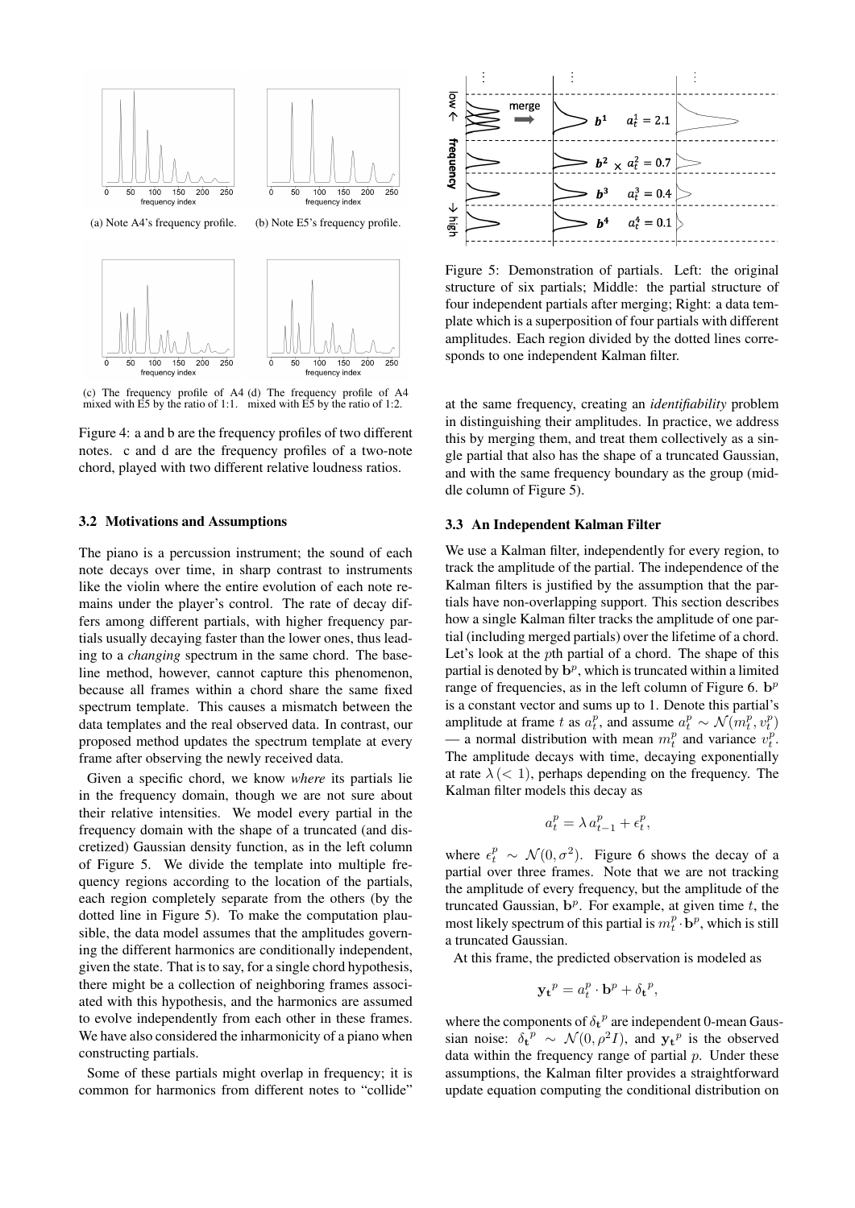(a) Note A4's frequency profile.

(b) Note E5's frequency profile.

(c) The frequency profile of A4 mixed with E5 by the ratio of 1:1.

(d) The frequency profile of A4 mixed with E5 by the ratio of 1:2.

Figure 4: a and b are the frequency profiles of two different notes. c and d are the frequency profiles of a two-note chord, played with two different relative loudness ratios.

### 3.2 Motivations and Assumptions

The piano is a percussion instrument; the sound of each note decays over time, in sharp contrast to instruments like the violin where the entire evolution of each note remains under the player's control. The rate of decay differs among different partials, with higher frequency partials usually decaying faster than the lower ones, thus leading to a *changing* spectrum in the same chord. The baseline method, however, cannot capture this phenomenon, because all frames within a chord share the same fixed spectrum template. This causes a mismatch between the data templates and the real observed data. In contrast, our proposed method updates the spectrum template at every frame after observing the newly received data.

Given a specific chord, we know *where* its partials lie in the frequency domain, though we are not sure about their relative intensities. We model every partial in the frequency domain with the shape of a truncated (and discretized) Gaussian density function, as in the left column of Figure 5. We divide the template into multiple frequency regions according to the location of the partials, each region completely separate from the others (by the dotted line in Figure 5). To make the computation plausible, the data model assumes that the amplitudes governing the different harmonics are conditionally independent, given the state. That is to say, for a single chord hypothesis, there might be a collection of neighboring frames associated with this hypothesis, and the harmonics are assumed to evolve independently from each other in these frames. We have also considered the inharmonicity of a piano when constructing partials.

Some of these partials might overlap in frequency; it is common for harmonics from different notes to "collide" at the same frequency, creating an *identifiability* problem in distinguishing their amplitudes. In practice, we address this by merging them, and treat them collectively as a single partial that also has the shape of a truncated Gaussian, and with the same frequency boundary as the group (middle column of Figure 5).

Figure 5: Demonstration of partials. Left: the original structure of six partials; Middle: the partial structure of four independent partials after merging; Right: a data template which is a superposition of four partials with different amplitudes. Each region divided by the dotted lines corresponds to one independent Kalman filter.

### 3.3 An Independent Kalman Filter

We use a Kalman filter, independently for every region, to track the amplitude of the partial. The independence of the Kalman filters is justified by the assumption that the partials have non-overlapping support. This section describes how a single Kalman filter tracks the amplitude of one partial (including merged partials) over the lifetime of a chord. Let's look at the $p$th partial of a chord. The shape of this partial is denoted by $\mathbf{b}^p$, which is truncated within a limited range of frequencies, as in the left column of Figure 6. $\mathbf{b}^p$ is a constant vector and sums up to 1. Denote this partial's amplitude at frame $t$ as $a_t^p$, and assume $a_t^p \sim \mathcal{N}(m_t^p, v_t^p)$ — a normal distribution with mean $m_t^p$ and variance $v_t^p$. The amplitude decays with time, decaying exponentially at rate $\lambda\,(<1)$, perhaps depending on the frequency. The Kalman filter models this decay as

$$a_t^p = \lambda\, a_{t-1}^p + \epsilon_t^p,$$

where $\epsilon_t^p \sim \mathcal{N}(0, \sigma^2)$. Figure 6 shows the decay of a partial over three frames. Note that we are not tracking the amplitude of every frequency, but the amplitude of the truncated Gaussian, $\mathbf{b}^p$. For example, at given time $t$, the most likely spectrum of this partial is $m_t^p \cdot \mathbf{b}^p$, which is still a truncated Gaussian.

At this frame, the predicted observation is modeled as

$$\mathbf{y_t}^p = a_t^p \cdot \mathbf{b}^p + \delta_{\mathbf{t}}{}^p,$$

where the components of $\delta_{\mathbf{t}}{}^p$ are independent 0-mean Gaussian noise: $\delta_{\mathbf{t}}{}^p \sim \mathcal{N}(0, \rho^2 I)$, and $\mathbf{y_t}^p$ is the observed data within the frequency range of partial $p$. Under these assumptions, the Kalman filter provides a straightforward update equation computing the conditional distribution on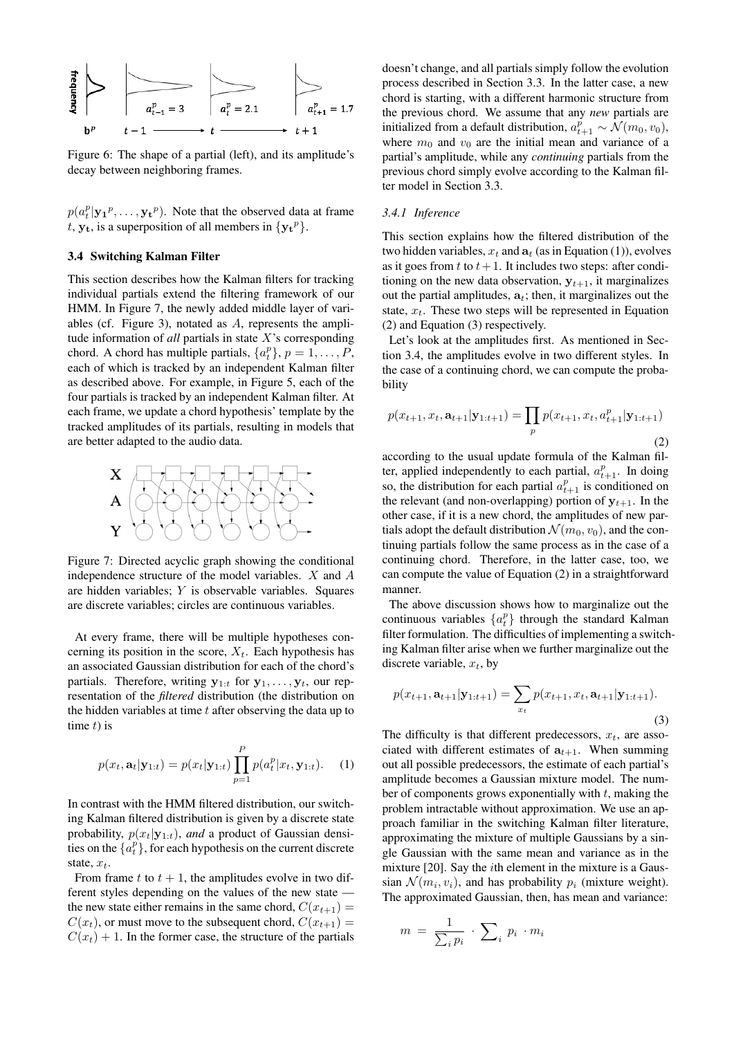Figure 6: The shape of a partial (left), and its amplitude's decay between neighboring frames.

$p(a_t^p|\mathbf{y_1}^p, \ldots, \mathbf{y_t}^p)$. Note that the observed data at frame $t$, $\mathbf{y_t}$, is a superposition of all members in $\{\mathbf{y_t}^p\}$.

### 3.4 Switching Kalman Filter

This section describes how the Kalman filters for tracking individual partials extend the filtering framework of our HMM. In Figure 7, the newly added middle layer of variables (cf. Figure 3), notated as $A$, represents the amplitude information of *all* partials in state $X$'s corresponding chord. A chord has multiple partials, $\{a_t^p\}$, $p = 1, \ldots, P$, each of which is tracked by an independent Kalman filter as described above. For example, in Figure 5, each of the four partials is tracked by an independent Kalman filter. At each frame, we update a chord hypothesis' template by the tracked amplitudes of its partials, resulting in models that are better adapted to the audio data.

Figure 7: Directed acyclic graph showing the conditional independence structure of the model variables. $X$ and $A$ are hidden variables; $Y$ is observable variables. Squares are discrete variables; circles are continuous variables.

At every frame, there will be multiple hypotheses concerning its position in the score, $X_t$. Each hypothesis has an associated Gaussian distribution for each of the chord's partials. Therefore, writing $\mathbf{y}_{1:t}$ for $\mathbf{y}_1, \ldots, \mathbf{y}_t$, our representation of the *filtered* distribution (the distribution on the hidden variables at time $t$ after observing the data up to time $t$) is

$$p(x_t, \mathbf{a}_t|\mathbf{y}_{1:t}) = p(x_t|\mathbf{y}_{1:t}) \prod_{p=1}^{P} p(a_t^p|x_t, \mathbf{y}_{1:t}). \quad (1)$$

In contrast with the HMM filtered distribution, our switching Kalman filtered distribution is given by a discrete state probability, $p(x_t|\mathbf{y}_{1:t})$, *and* a product of Gaussian densities on the $\{a_t^p\}$, for each hypothesis on the current discrete state, $x_t$.

From frame $t$ to $t+1$, the amplitudes evolve in two different styles depending on the values of the new state — the new state either remains in the same chord, $C(x_{t+1}) = C(x_t)$, or must move to the subsequent chord, $C(x_{t+1}) = C(x_t) + 1$. In the former case, the structure of the partials doesn't change, and all partials simply follow the evolution process described in Section 3.3. In the latter case, a new chord is starting, with a different harmonic structure from the previous chord. We assume that any *new* partials are initialized from a default distribution, $a_{t+1}^p \sim \mathcal{N}(m_0, v_0)$, where $m_0$ and $v_0$ are the initial mean and variance of a partial's amplitude, while any *continuing* partials from the previous chord simply evolve according to the Kalman filter model in Section 3.3.

#### 3.4.1 Inference

This section explains how the filtered distribution of the two hidden variables, $x_t$ and $\mathbf{a}_t$ (as in Equation (1)), evolves as it goes from $t$ to $t+1$. It includes two steps: after conditioning on the new data observation, $\mathbf{y}_{t+1}$, it marginalizes out the partial amplitudes, $\mathbf{a}_t$; then, it marginalizes out the state, $x_t$. These two steps will be represented in Equation (2) and Equation (3) respectively.

Let's look at the amplitudes first. As mentioned in Section 3.4, the amplitudes evolve in two different styles. In the case of a continuing chord, we can compute the probability

$$p(x_{t+1}, x_t, \mathbf{a}_{t+1}|\mathbf{y}_{1:t+1}) = \prod_p p(x_{t+1}, x_t, a_{t+1}^p|\mathbf{y}_{1:t+1}) \quad (2)$$

according to the usual update formula of the Kalman filter, applied independently to each partial, $a_{t+1}^p$. In doing so, the distribution for each partial $a_{t+1}^p$ is conditioned on the relevant (and non-overlapping) portion of $\mathbf{y}_{t+1}$. In the other case, if it is a new chord, the amplitudes of new partials adopt the default distribution $\mathcal{N}(m_0, v_0)$, and the continuing partials follow the same process as in the case of a continuing chord. Therefore, in the latter case, too, we can compute the value of Equation (2) in a straightforward manner.

The above discussion shows how to marginalize out the continuous variables $\{a_t^p\}$ through the standard Kalman filter formulation. The difficulties of implementing a switching Kalman filter arise when we further marginalize out the discrete variable, $x_t$, by

$$p(x_{t+1}, \mathbf{a}_{t+1}|\mathbf{y}_{1:t+1}) = \sum_{x_t} p(x_{t+1}, x_t, \mathbf{a}_{t+1}|\mathbf{y}_{1:t+1}). \quad (3)$$

The difficulty is that different predecessors, $x_t$, are associated with different estimates of $\mathbf{a}_{t+1}$. When summing out all possible predecessors, the estimate of each partial's amplitude becomes a Gaussian mixture model. The number of components grows exponentially with $t$, making the problem intractable without approximation. We use an approach familiar in the switching Kalman filter literature, approximating the mixture of multiple Gaussians by a single Gaussian with the same mean and variance as in the mixture [20]. Say the $i$th element in the mixture is a Gaussian $\mathcal{N}(m_i, v_i)$, and has probability $p_i$ (mixture weight). The approximated Gaussian, then, has mean and variance:

$$m = \frac{1}{\sum_i p_i} \cdot \sum_i p_i \cdot m_i$$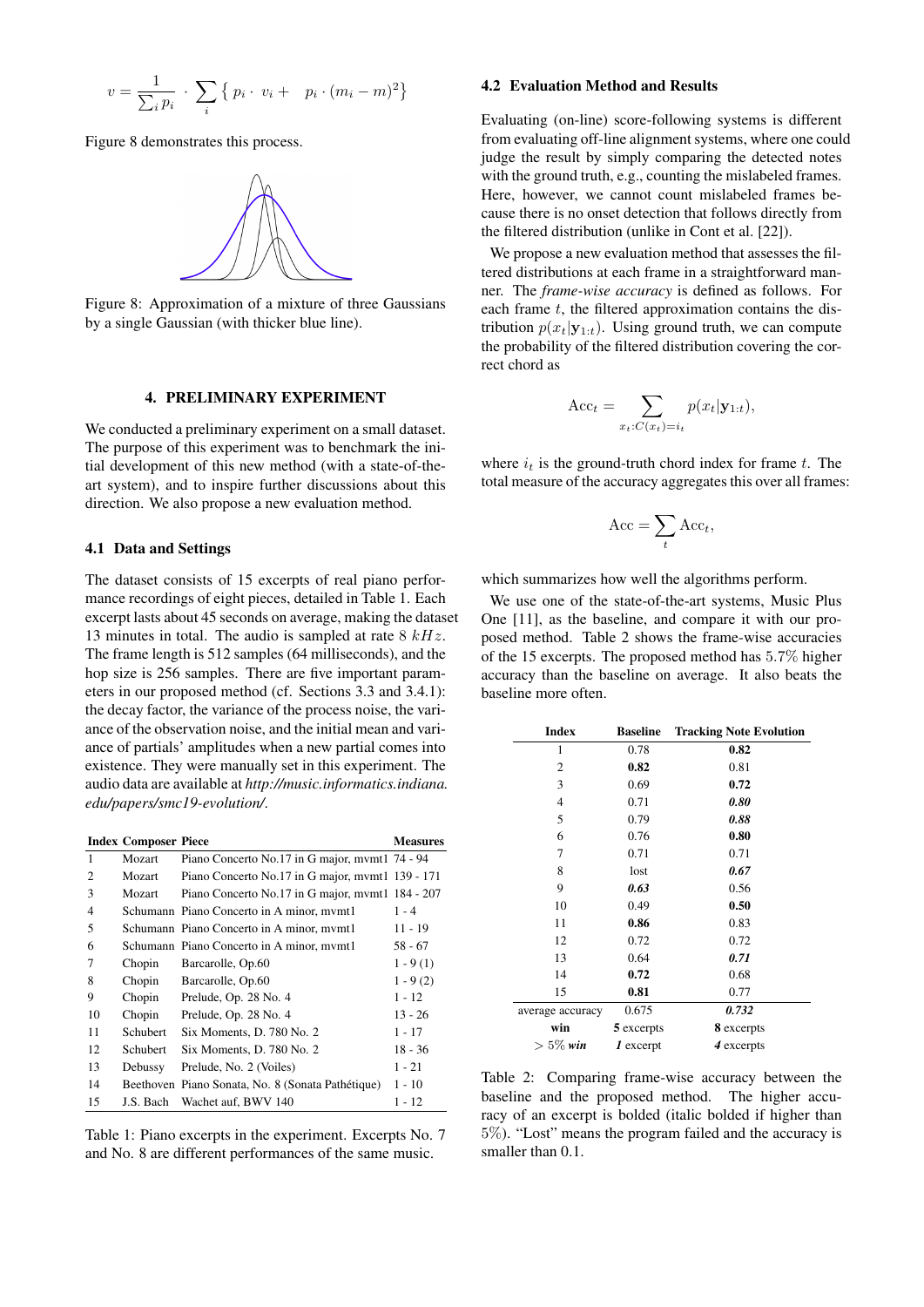$$v = \frac{1}{\sum_i p_i} \cdot \sum_i \{ \, p_i \cdot \, v_i + \quad p_i \cdot (m_i - m)^2 \}$$

Figure 8 demonstrates this process.

Figure 8: Approximation of a mixture of three Gaussians by a single Gaussian (with thicker blue line).

## 4. PRELIMINARY EXPERIMENT

We conducted a preliminary experiment on a small dataset. The purpose of this experiment was to benchmark the initial development of this new method (with a state-of-the-art system), and to inspire further discussions about this direction. We also propose a new evaluation method.

### 4.1 Data and Settings

The dataset consists of 15 excerpts of real piano performance recordings of eight pieces, detailed in Table 1. Each excerpt lasts about 45 seconds on average, making the dataset 13 minutes in total. The audio is sampled at rate 8 $kHz$. The frame length is 512 samples (64 milliseconds), and the hop size is 256 samples. There are five important parameters in our proposed method (cf. Sections 3.3 and 3.4.1): the decay factor, the variance of the process noise, the variance of the observation noise, and the initial mean and variance of partials' amplitudes when a new partial comes into existence. They were manually set in this experiment. The audio data are available at *http://music.informatics.indiana.edu/papers/smc19-evolution/*.

| Index | Composer | Piece | Measures |
|---|---|---|---|
| 1 | Mozart | Piano Concerto No.17 in G major, mvmt1 | 74 - 94 |
| 2 | Mozart | Piano Concerto No.17 in G major, mvmt1 | 139 - 171 |
| 3 | Mozart | Piano Concerto No.17 in G major, mvmt1 | 184 - 207 |
| 4 | Schumann | Piano Concerto in A minor, mvmt1 | 1 - 4 |
| 5 | Schumann | Piano Concerto in A minor, mvmt1 | 11 - 19 |
| 6 | Schumann | Piano Concerto in A minor, mvmt1 | 58 - 67 |
| 7 | Chopin | Barcarolle, Op.60 | 1 - 9 (1) |
| 8 | Chopin | Barcarolle, Op.60 | 1 - 9 (2) |
| 9 | Chopin | Prelude, Op. 28 No. 4 | 1 - 12 |
| 10 | Chopin | Prelude, Op. 28 No. 4 | 13 - 26 |
| 11 | Schubert | Six Moments, D. 780 No. 2 | 1 - 17 |
| 12 | Schubert | Six Moments, D. 780 No. 2 | 18 - 36 |
| 13 | Debussy | Prelude, No. 2 (Voiles) | 1 - 21 |
| 14 | Beethoven | Piano Sonata, No. 8 (Sonata Pathétique) | 1 - 10 |
| 15 | J.S. Bach | Wachet auf, BWV 140 | 1 - 12 |

Table 1: Piano excerpts in the experiment. Excerpts No. 7 and No. 8 are different performances of the same music.

### 4.2 Evaluation Method and Results

Evaluating (on-line) score-following systems is different from evaluating off-line alignment systems, where one could judge the result by simply comparing the detected notes with the ground truth, e.g., counting the mislabeled frames. Here, however, we cannot count mislabeled frames because there is no onset detection that follows directly from the filtered distribution (unlike in Cont et al. [22]).

We propose a new evaluation method that assesses the filtered distributions at each frame in a straightforward manner. The *frame-wise accuracy* is defined as follows. For each frame $t$, the filtered approximation contains the distribution $p(x_t|\mathbf{y}_{1:t})$. Using ground truth, we can compute the probability of the filtered distribution covering the correct chord as

$$\text{Acc}_t = \sum_{x_t : C(x_t) = i_t} p(x_t|\mathbf{y}_{1:t}),$$

where $i_t$ is the ground-truth chord index for frame $t$. The total measure of the accuracy aggregates this over all frames:

$$\text{Acc} = \sum_t \text{Acc}_t,$$

which summarizes how well the algorithms perform.

We use one of the state-of-the-art systems, Music Plus One [11], as the baseline, and compare it with our proposed method. Table 2 shows the frame-wise accuracies of the 15 excerpts. The proposed method has $5.7\%$ higher accuracy than the baseline on average. It also beats the baseline more often.

| Index | Baseline | Tracking Note Evolution |
|---|---|---|
| 1 | 0.78 | **0.82** |
| 2 | **0.82** | 0.81 |
| 3 | 0.69 | **0.72** |
| 4 | 0.71 | ***0.80*** |
| 5 | 0.79 | ***0.88*** |
| 6 | 0.76 | **0.80** |
| 7 | 0.71 | 0.71 |
| 8 | lost | ***0.67*** |
| 9 | ***0.63*** | 0.56 |
| 10 | 0.49 | **0.50** |
| 11 | **0.86** | 0.83 |
| 12 | 0.72 | 0.72 |
| 13 | 0.64 | ***0.71*** |
| 14 | **0.72** | 0.68 |
| 15 | **0.81** | 0.77 |
| average accuracy | 0.675 | ***0.732*** |
| **win** | **5** excerpts | **8** excerpts |
| $> 5\%$ ***win*** | ***1*** excerpt | ***4*** excerpts |

Table 2: Comparing frame-wise accuracy between the baseline and the proposed method. The higher accuracy of an excerpt is bolded (italic bolded if higher than $5\%$). "Lost" means the program failed and the accuracy is smaller than 0.1.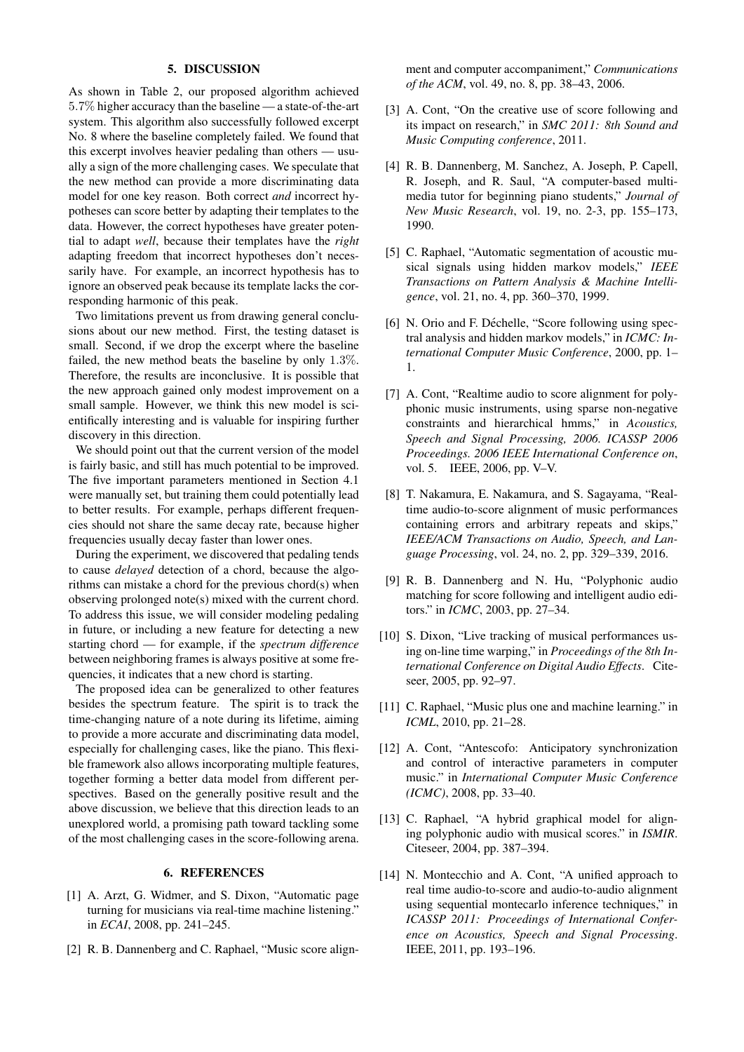## 5. DISCUSSION

As shown in Table 2, our proposed algorithm achieved 5.7% higher accuracy than the baseline — a state-of-the-art system. This algorithm also successfully followed excerpt No. 8 where the baseline completely failed. We found that this excerpt involves heavier pedaling than others — usually a sign of the more challenging cases. We speculate that the new method can provide a more discriminating data model for one key reason. Both correct *and* incorrect hypotheses can score better by adapting their templates to the data. However, the correct hypotheses have greater potential to adapt *well*, because their templates have the *right* adapting freedom that incorrect hypotheses don't necessarily have. For example, an incorrect hypothesis has to ignore an observed peak because its template lacks the corresponding harmonic of this peak.

Two limitations prevent us from drawing general conclusions about our new method. First, the testing dataset is small. Second, if we drop the excerpt where the baseline failed, the new method beats the baseline by only 1.3%. Therefore, the results are inconclusive. It is possible that the new approach gained only modest improvement on a small sample. However, we think this new model is scientifically interesting and is valuable for inspiring further discovery in this direction.

We should point out that the current version of the model is fairly basic, and still has much potential to be improved. The five important parameters mentioned in Section 4.1 were manually set, but training them could potentially lead to better results. For example, perhaps different frequencies should not share the same decay rate, because higher frequencies usually decay faster than lower ones.

During the experiment, we discovered that pedaling tends to cause *delayed* detection of a chord, because the algorithms can mistake a chord for the previous chord(s) when observing prolonged note(s) mixed with the current chord. To address this issue, we will consider modeling pedaling in future, or including a new feature for detecting a new starting chord — for example, if the *spectrum difference* between neighboring frames is always positive at some frequencies, it indicates that a new chord is starting.

The proposed idea can be generalized to other features besides the spectrum feature. The spirit is to track the time-changing nature of a note during its lifetime, aiming to provide a more accurate and discriminating data model, especially for challenging cases, like the piano. This flexible framework also allows incorporating multiple features, together forming a better data model from different perspectives. Based on the generally positive result and the above discussion, we believe that this direction leads to an unexplored world, a promising path toward tackling some of the most challenging cases in the score-following arena.

## 6. REFERENCES

[1] A. Arzt, G. Widmer, and S. Dixon, "Automatic page turning for musicians via real-time machine listening." in *ECAI*, 2008, pp. 241–245.

[2] R. B. Dannenberg and C. Raphael, "Music score alignment and computer accompaniment," *Communications of the ACM*, vol. 49, no. 8, pp. 38–43, 2006.

[3] A. Cont, "On the creative use of score following and its impact on research," in *SMC 2011: 8th Sound and Music Computing conference*, 2011.

[4] R. B. Dannenberg, M. Sanchez, A. Joseph, P. Capell, R. Joseph, and R. Saul, "A computer-based multimedia tutor for beginning piano students," *Journal of New Music Research*, vol. 19, no. 2-3, pp. 155–173, 1990.

[5] C. Raphael, "Automatic segmentation of acoustic musical signals using hidden markov models," *IEEE Transactions on Pattern Analysis & Machine Intelligence*, vol. 21, no. 4, pp. 360–370, 1999.

[6] N. Orio and F. Déchelle, "Score following using spectral analysis and hidden markov models," in *ICMC: International Computer Music Conference*, 2000, pp. 1–1.

[7] A. Cont, "Realtime audio to score alignment for polyphonic music instruments, using sparse non-negative constraints and hierarchical hmms," in *Acoustics, Speech and Signal Processing, 2006. ICASSP 2006 Proceedings. 2006 IEEE International Conference on*, vol. 5. IEEE, 2006, pp. V–V.

[8] T. Nakamura, E. Nakamura, and S. Sagayama, "Real-time audio-to-score alignment of music performances containing errors and arbitrary repeats and skips," *IEEE/ACM Transactions on Audio, Speech, and Language Processing*, vol. 24, no. 2, pp. 329–339, 2016.

[9] R. B. Dannenberg and N. Hu, "Polyphonic audio matching for score following and intelligent audio editors." in *ICMC*, 2003, pp. 27–34.

[10] S. Dixon, "Live tracking of musical performances using on-line time warping," in *Proceedings of the 8th International Conference on Digital Audio Effects*. Citeseer, 2005, pp. 92–97.

[11] C. Raphael, "Music plus one and machine learning." in *ICML*, 2010, pp. 21–28.

[12] A. Cont, "Antescofo: Anticipatory synchronization and control of interactive parameters in computer music." in *International Computer Music Conference (ICMC)*, 2008, pp. 33–40.

[13] C. Raphael, "A hybrid graphical model for aligning polyphonic audio with musical scores." in *ISMIR*. Citeseer, 2004, pp. 387–394.

[14] N. Montecchio and A. Cont, "A unified approach to real time audio-to-score and audio-to-audio alignment using sequential montecarlo inference techniques," in *ICASSP 2011: Proceedings of International Conference on Acoustics, Speech and Signal Processing*. IEEE, 2011, pp. 193–196.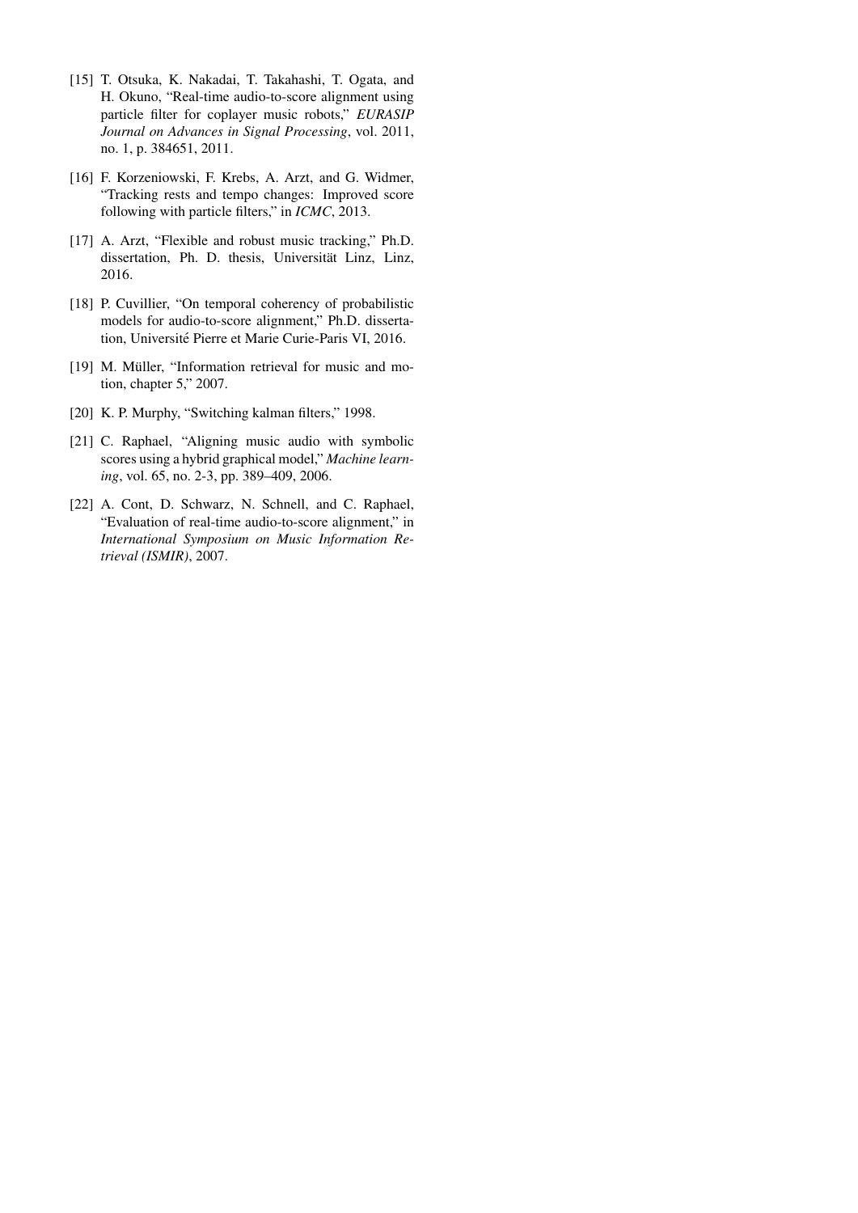[15] T. Otsuka, K. Nakadai, T. Takahashi, T. Ogata, and H. Okuno, "Real-time audio-to-score alignment using particle filter for coplayer music robots," *EURASIP Journal on Advances in Signal Processing*, vol. 2011, no. 1, p. 384651, 2011.

[16] F. Korzeniowski, F. Krebs, A. Arzt, and G. Widmer, "Tracking rests and tempo changes: Improved score following with particle filters," in *ICMC*, 2013.

[17] A. Arzt, "Flexible and robust music tracking," Ph.D. dissertation, Ph. D. thesis, Universität Linz, Linz, 2016.

[18] P. Cuvillier, "On temporal coherency of probabilistic models for audio-to-score alignment," Ph.D. dissertation, Université Pierre et Marie Curie-Paris VI, 2016.

[19] M. Müller, "Information retrieval for music and motion, chapter 5," 2007.

[20] K. P. Murphy, "Switching kalman filters," 1998.

[21] C. Raphael, "Aligning music audio with symbolic scores using a hybrid graphical model," *Machine learning*, vol. 65, no. 2-3, pp. 389–409, 2006.

[22] A. Cont, D. Schwarz, N. Schnell, and C. Raphael, "Evaluation of real-time audio-to-score alignment," in *International Symposium on Music Information Retrieval (ISMIR)*, 2007.